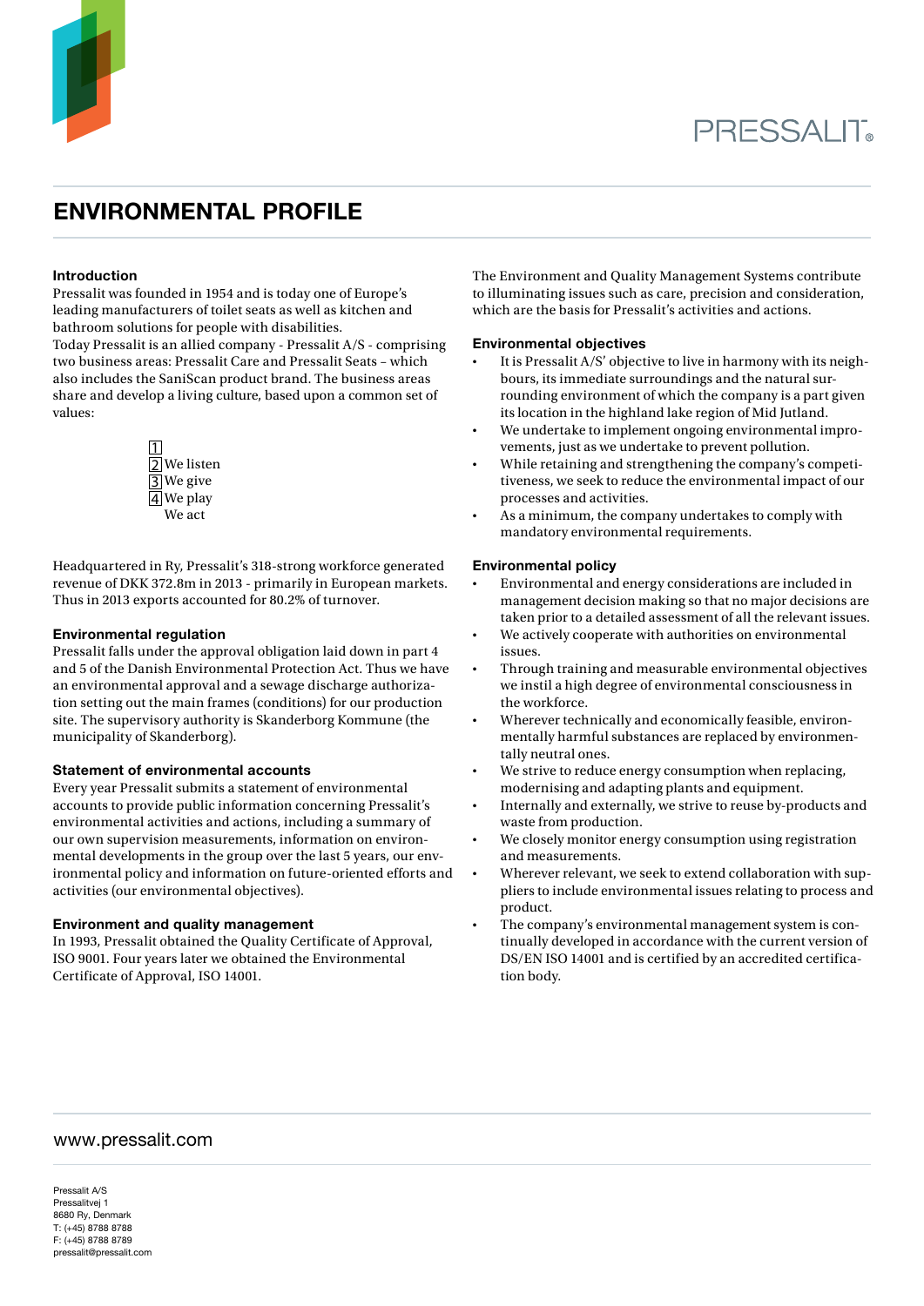# ENVIRONMENTAL PROFILE

### Introduction

Pressalit was founded in 1954 and is today one of Europe's leading manufacturers of toilet seats as well as kitchen and bathroom solutions for people with disabilities.
Today Pressalit is an allied company - Pressalit A/S - comprising two business areas: Pressalit Care and Pressalit Seats – which also includes the SaniScan product brand. The business areas share and develop a living culture, based upon a common set of values:

1. We listen
2. We give
3. We play
4. We act

Headquartered in Ry, Pressalit's 318-strong workforce generated revenue of DKK 372.8m in 2013 - primarily in European markets. Thus in 2013 exports accounted for 80.2% of turnover.

### Environmental regulation

Pressalit falls under the approval obligation laid down in part 4 and 5 of the Danish Environmental Protection Act. Thus we have an environmental approval and a sewage discharge authorization setting out the main frames (conditions) for our production site. The supervisory authority is Skanderborg Kommune (the municipality of Skanderborg).

### Statement of environmental accounts

Every year Pressalit submits a statement of environmental accounts to provide public information concerning Pressalit's environmental activities and actions, including a summary of our own supervision measurements, information on environmental developments in the group over the last 5 years, our environmental policy and information on future-oriented efforts and activities (our environmental objectives).

### Environment and quality management

In 1993, Pressalit obtained the Quality Certificate of Approval, ISO 9001. Four years later we obtained the Environmental Certificate of Approval, ISO 14001.

The Environment and Quality Management Systems contribute to illuminating issues such as care, precision and consideration, which are the basis for Pressalit's activities and actions.

### Environmental objectives

- It is Pressalit A/S' objective to live in harmony with its neighbours, its immediate surroundings and the natural surrounding environment of which the company is a part given its location in the highland lake region of Mid Jutland.
- We undertake to implement ongoing environmental improvements, just as we undertake to prevent pollution.
- While retaining and strengthening the company's competitiveness, we seek to reduce the environmental impact of our processes and activities.
- As a minimum, the company undertakes to comply with mandatory environmental requirements.

### Environmental policy

- Environmental and energy considerations are included in management decision making so that no major decisions are taken prior to a detailed assessment of all the relevant issues.
- We actively cooperate with authorities on environmental issues.
- Through training and measurable environmental objectives we instil a high degree of environmental consciousness in the workforce.
- Wherever technically and economically feasible, environmentally harmful substances are replaced by environmentally neutral ones.
- We strive to reduce energy consumption when replacing, modernising and adapting plants and equipment.
- Internally and externally, we strive to reuse by-products and waste from production.
- We closely monitor energy consumption using registration and measurements.
- Wherever relevant, we seek to extend collaboration with suppliers to include environmental issues relating to process and product.
- The company's environmental management system is continually developed in accordance with the current version of DS/EN ISO 14001 and is certified by an accredited certification body.

www.pressalit.com

Pressalit A/S
Pressalitvej 1
8680 Ry, Denmark
T: (+45) 8788 8788
F: (+45) 8788 8789
pressalit@pressalit.com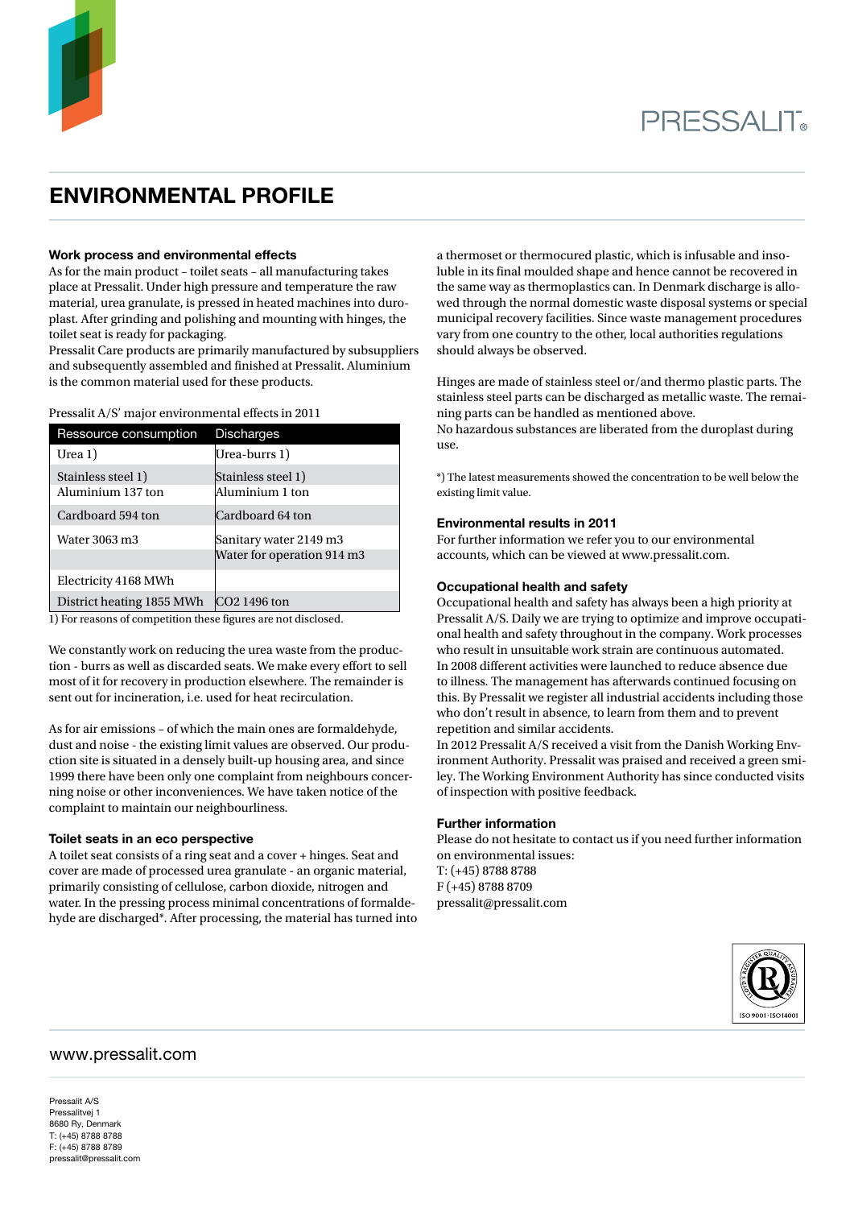# ENVIRONMENTAL PROFILE

### Work process and environmental effects

As for the main product – toilet seats – all manufacturing takes place at Pressalit. Under high pressure and temperature the raw material, urea granulate, is pressed in heated machines into duroplast. After grinding and polishing and mounting with hinges, the toilet seat is ready for packaging.

Pressalit Care products are primarily manufactured by subsuppliers and subsequently assembled and finished at Pressalit. Aluminium is the common material used for these products.

Pressalit A/S' major environmental effects in 2011

| Ressource consumption | Discharges |
|---|---|
| Urea 1) | Urea-burrs 1) |
| Stainless steel 1) | Stainless steel 1) |
| Aluminium 137 ton | Aluminium 1 ton |
| Cardboard 594 ton | Cardboard 64 ton |
| Water 3063 m3 | Sanitary water 2149 m3 |
| | Water for operation 914 m3 |
| Electricity 4168 MWh | |
| District heating 1855 MWh | $CO_2$ 1496 ton |

1) For reasons of competition these figures are not disclosed.

We constantly work on reducing the urea waste from the production - burrs as well as discarded seats. We make every effort to sell most of it for recovery in production elsewhere. The remainder is sent out for incineration, i.e. used for heat recirculation.

As for air emissions – of which the main ones are formaldehyde, dust and noise - the existing limit values are observed. Our production site is situated in a densely built-up housing area, and since 1999 there have been only one complaint from neighbours concerning noise or other inconveniences. We have taken notice of the complaint to maintain our neighbourliness.

### Toilet seats in an eco perspective

A toilet seat consists of a ring seat and a cover + hinges. Seat and cover are made of processed urea granulate - an organic material, primarily consisting of cellulose, carbon dioxide, nitrogen and water. In the pressing process minimal concentrations of formaldehyde are discharged*. After processing, the material has turned into a thermoset or thermocured plastic, which is infusable and insoluble in its final moulded shape and hence cannot be recovered in the same way as thermoplastics can. In Denmark discharge is allowed through the normal domestic waste disposal systems or special municipal recovery facilities. Since waste management procedures vary from one country to the other, local authorities regulations should always be observed.

Hinges are made of stainless steel or/and thermo plastic parts. The stainless steel parts can be discharged as metallic waste. The remaining parts can be handled as mentioned above.

No hazardous substances are liberated from the duroplast during use.

*) The latest measurements showed the concentration to be well below the existing limit value.

### Environmental results in 2011

For further information we refer you to our environmental accounts, which can be viewed at www.pressalit.com.

### Occupational health and safety

Occupational health and safety has always been a high priority at Pressalit A/S. Daily we are trying to optimize and improve occupational health and safety throughout in the company. Work processes who result in unsuitable work strain are continuous automated.

In 2008 different activities were launched to reduce absence due to illness. The management has afterwards continued focusing on this. By Pressalit we register all industrial accidents including those who don't result in absence, to learn from them and to prevent repetition and similar accidents.

In 2012 Pressalit A/S received a visit from the Danish Working Environment Authority. Pressalit was praised and received a green smiley. The Working Environment Authority has since conducted visits of inspection with positive feedback.

### Further information

Please do not hesitate to contact us if you need further information on environmental issues:

T: (+45) 8788 8788
F (+45) 8788 8709
pressalit@pressalit.com

ISO 9001 · ISO 14001

www.pressalit.com

Pressalit A/S
Pressalitvej 1
8680 Ry, Denmark
T: (+45) 8788 8788
F: (+45) 8788 8789
pressalit@pressalit.com